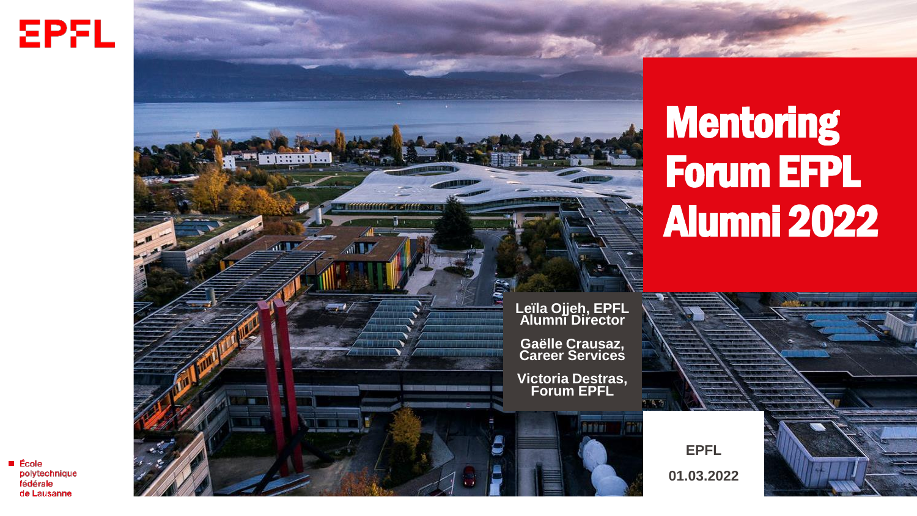# Mentoring Forum EFPL Alumni 2022

**Leïla Ojjeh, EPFL Alumni Director**

**Gaëlle Crausaz, Career Services**

**Victoria Destras, Forum EPFL**

**EPFL**

**01.03.2022**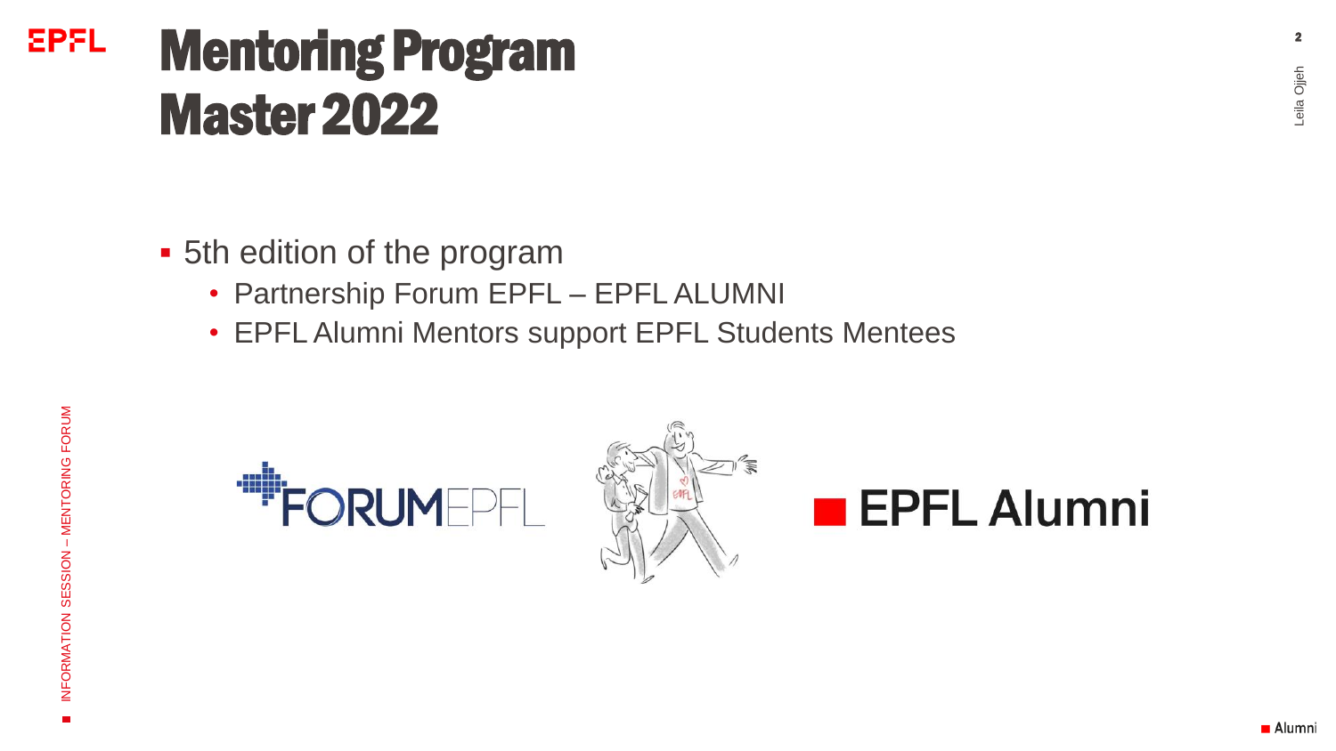# Mentoring Program Master 2022

- 5th edition of the program
  - Partnership Forum EPFL – EPFL ALUMNI
  - EPFL Alumni Mentors support EPFL Students Mentees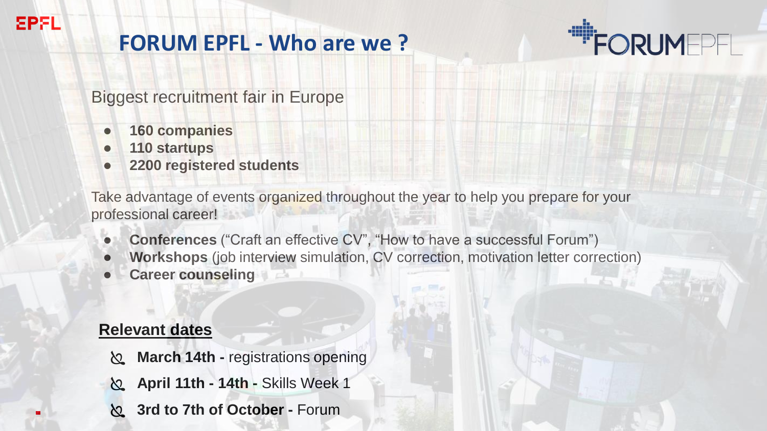# FORUM EPFL - Who are we ?

Biggest recruitment fair in Europe

- **160 companies**
- **110 startups**
- **2200 registered students**

Take advantage of events organized throughout the year to help you prepare for your professional career!

- **Conferences** (“Craft an effective CV”, “How to have a successful Forum”)
- **Workshops** (job interview simulation, CV correction, motivation letter correction)
- **Career counseling**

## Relevant dates

- **March 14th -** registrations opening
- **April 11th - 14th -** Skills Week 1
- **3rd to 7th of October -** Forum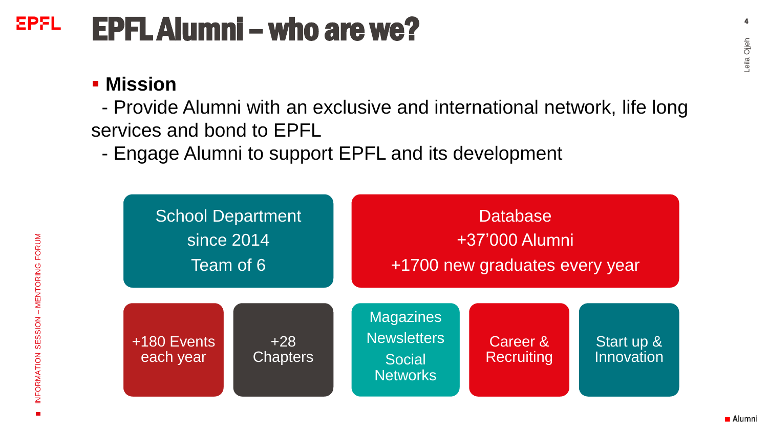# EPFL Alumni – who are we?

- **Mission**

  - Provide Alumni with an exclusive and international network, life long services and bond to EPFL

  - Engage Alumni to support EPFL and its development

School Department
since 2014
Team of 6

Database
+37'000 Alumni
+1700 new graduates every year

+180 Events each year

+28 Chapters

Magazines
Newsletters
Social Networks

Career & Recruiting

Start up & Innovation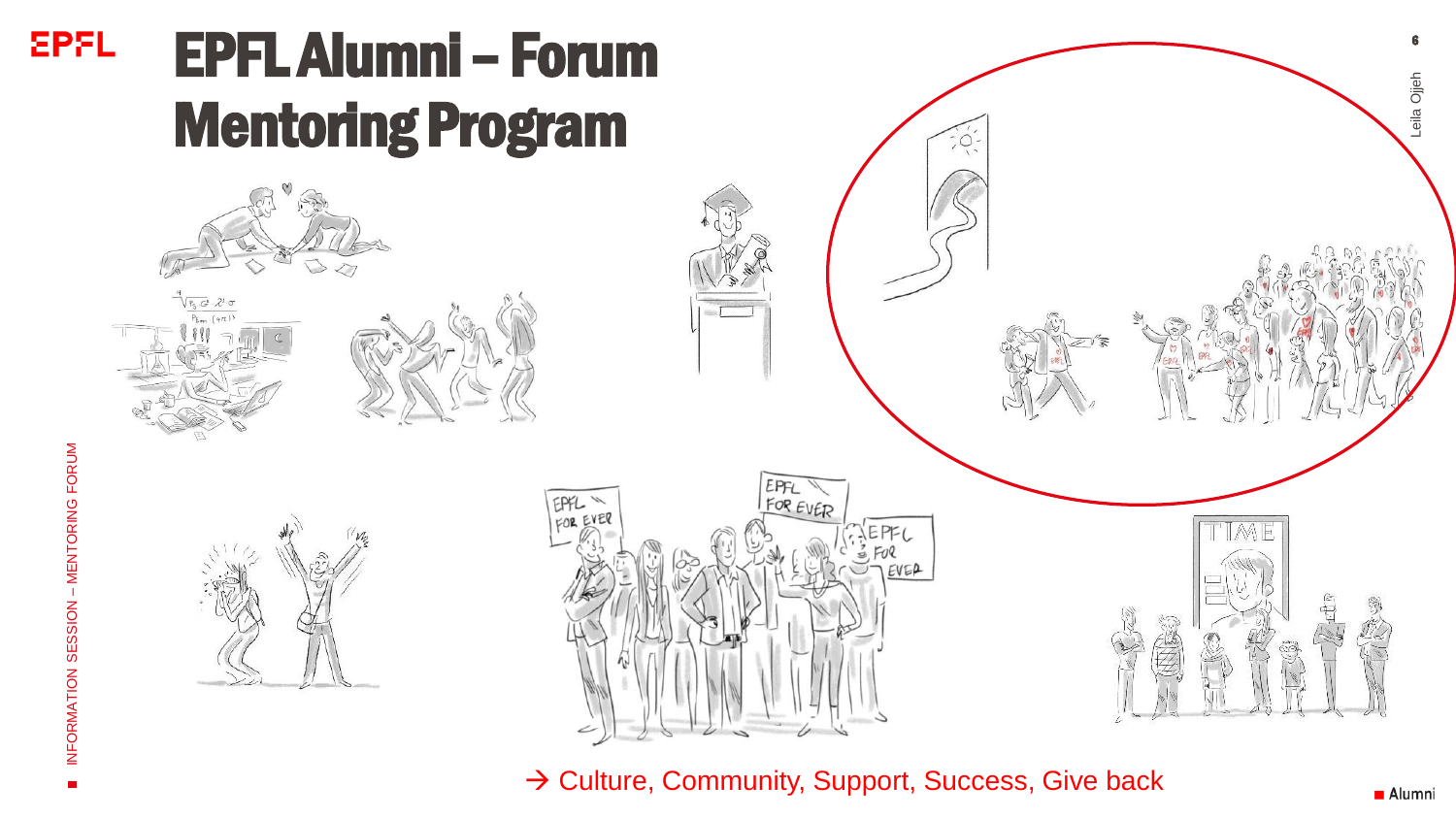# EPFL Alumni – Forum Mentoring Program

→ Culture, Community, Support, Success, Give back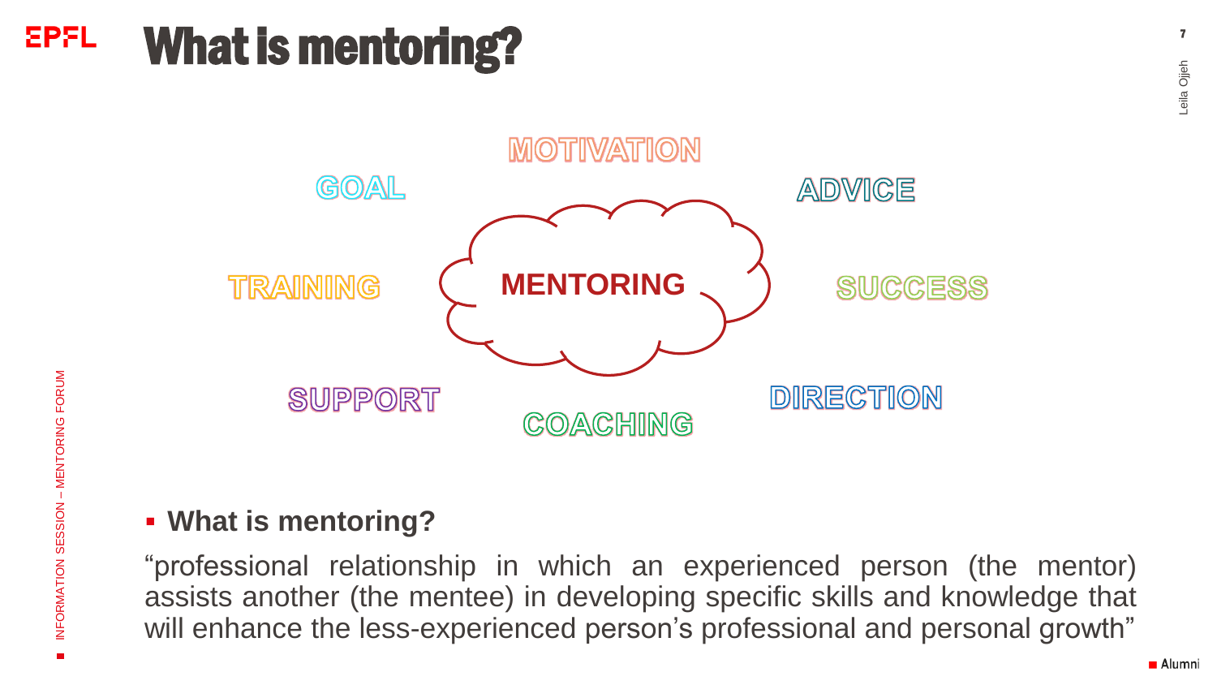# What is mentoring?

MOTIVATION

GOAL

ADVICE

TRAINING

**MENTORING**

SUCCESS

SUPPORT

DIRECTION

COACHING

- **What is mentoring?**

"professional relationship in which an experienced person (the mentor) assists another (the mentee) in developing specific skills and knowledge that will enhance the less-experienced person's professional and personal growth"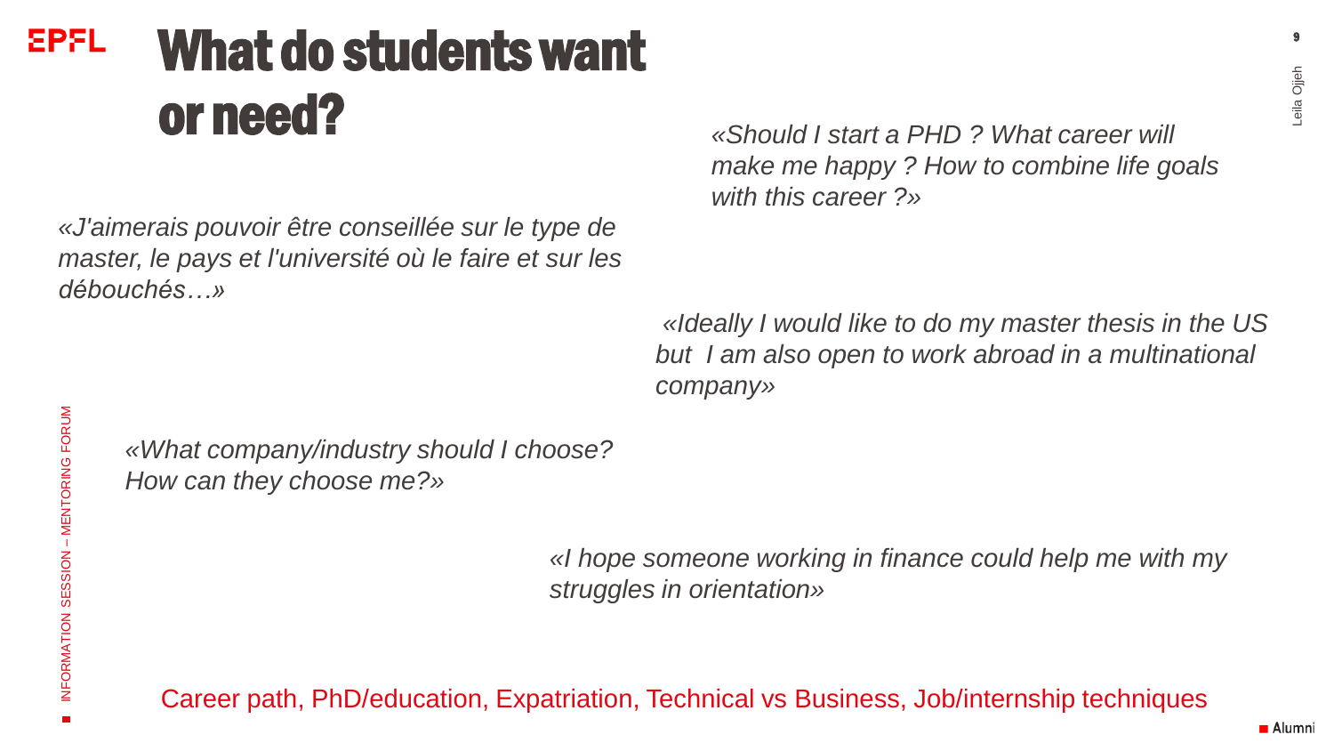# What do students want or need?

*«Should I start a PHD ? What career will make me happy ? How to combine life goals with this career ?»*

*«J'aimerais pouvoir être conseillée sur le type de master, le pays et l'université où le faire et sur les débouchés…»*

*«Ideally I would like to do my master thesis in the US but I am also open to work abroad in a multinational company»*

*«What company/industry should I choose? How can they choose me?»*

*«I hope someone working in finance could help me with my struggles in orientation»*

Career path, PhD/education, Expatriation, Technical vs Business, Job/internship techniques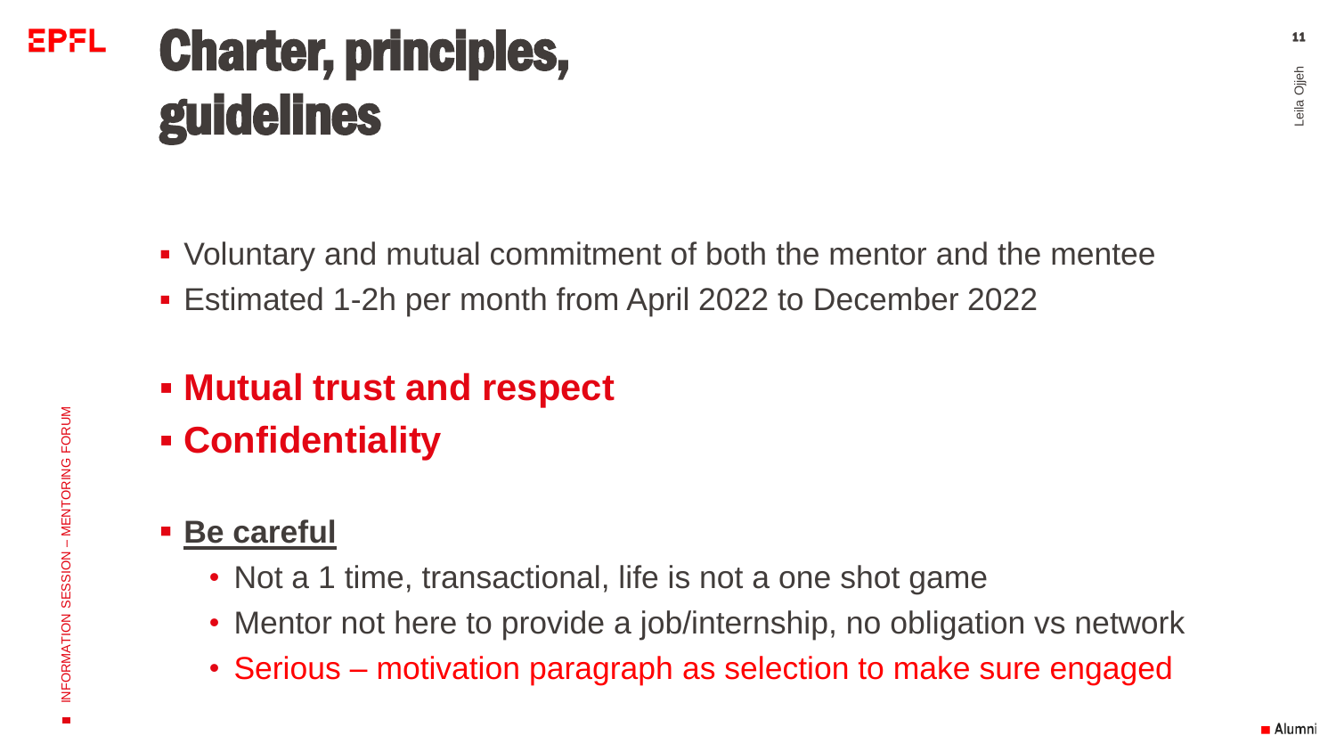# Charter, principles, guidelines

- Voluntary and mutual commitment of both the mentor and the mentee
- Estimated 1-2h per month from April 2022 to December 2022

- **Mutual trust and respect**
- **Confidentiality**

- **Be careful**
  - Not a 1 time, transactional, life is not a one shot game
  - Mentor not here to provide a job/internship, no obligation vs network
  - Serious – motivation paragraph as selection to make sure engaged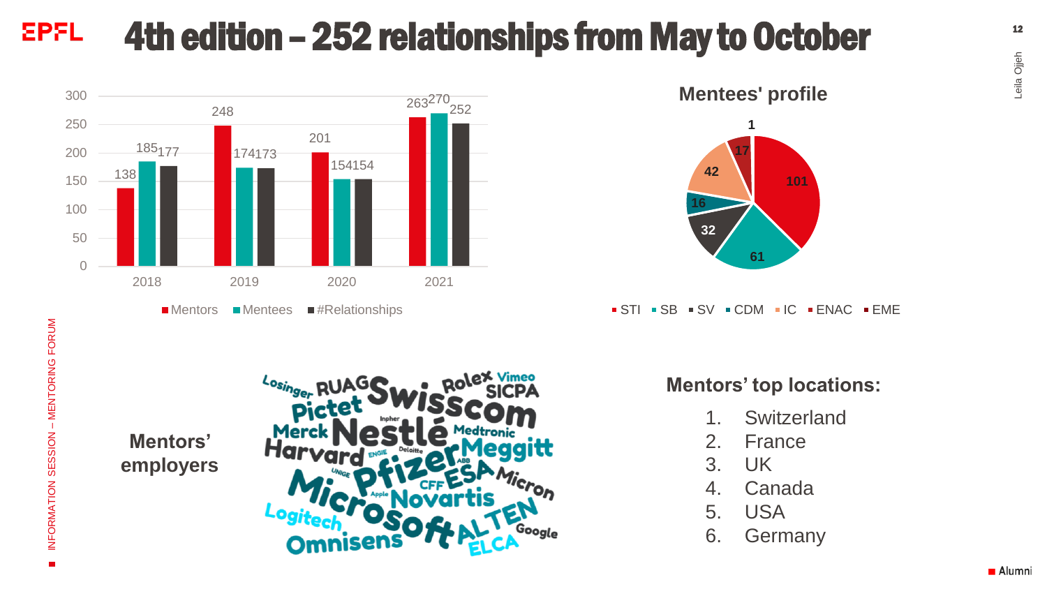# 4th edition – 252 relationships from May to October

| Year | Mentors | Mentees | #Relationships |
| --- | --- | --- | --- |
| 2018 | 138 | 185 | 177 |
| 2019 | 248 | 174 | 173 |
| 2020 | 201 | 154 | 154 |
| 2021 | 263 | 270 | 252 |

## Mentees' profile

| Faculty | Mentees |
| --- | --- |
| STI | 101 |
| SB | 61 |
| SV | 32 |
| CDM | 16 |
| IC | 42 |
| ENAC | 17 |
| EME | 1 |

## Mentors' employers

Losinger, RUAG, Swisscom, Rolex, Vimeo, SICPA, Pictet, Nestlé, Merck, Inpher, Medtronic, Harvard, ENGIE, Deloitte, Meggitt, UNIGE, Pfizer, ABB, CFF, ESA, Micron, Microsoft, Apple, Novartis, Logitech, ALTEN, Google, Omnisens, ELCA

## Mentors' top locations:

1. Switzerland
2. France
3. UK
4. Canada
5. USA
6. Germany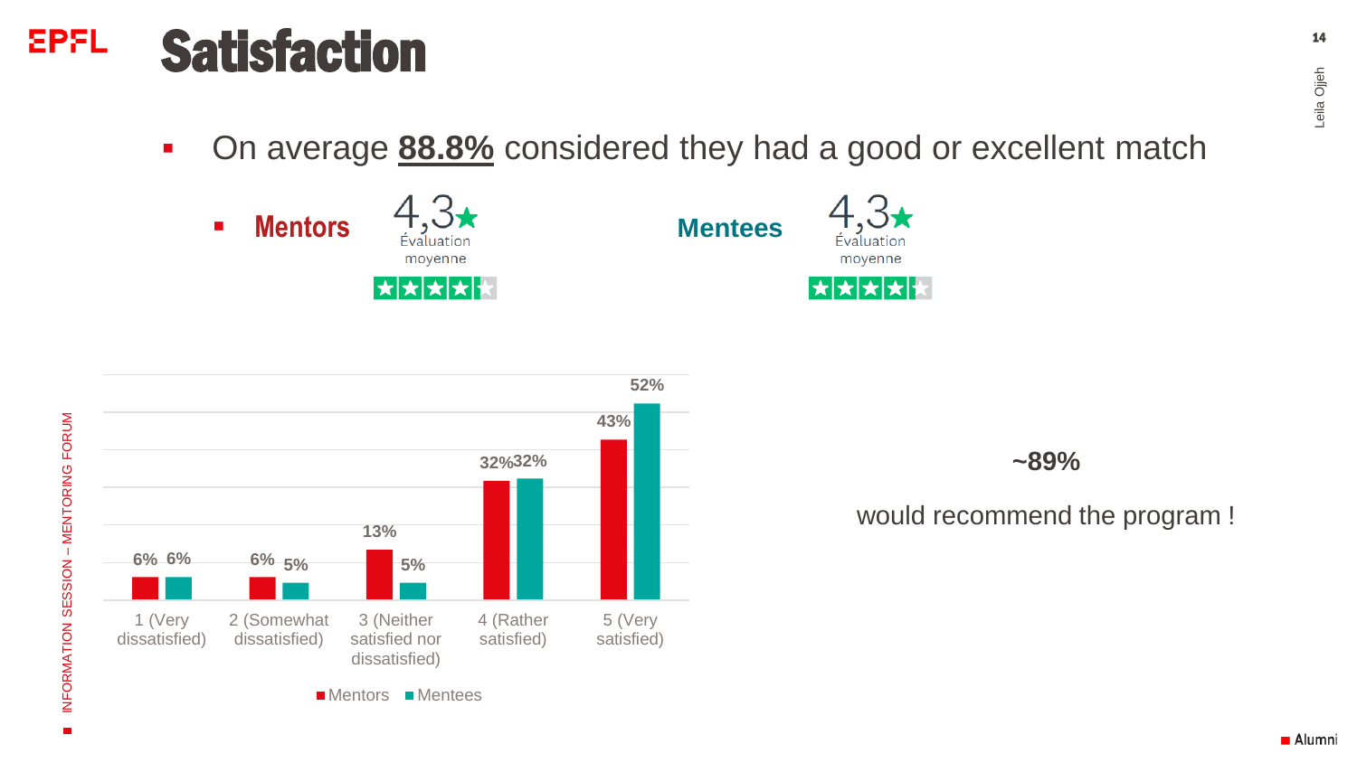# Satisfaction

- On average **88.8%** considered they had a good or excellent match
  - **Mentors** 4,3★ Évaluation moyenne
  - **Mentees** 4,3★ Évaluation moyenne

| | Mentors | Mentees |
|---|---|---|
| 1 (Very dissatisfied) | 6% | 6% |
| 2 (Somewhat dissatisfied) | 6% | 5% |
| 3 (Neither satisfied nor dissatisfied) | 13% | 5% |
| 4 (Rather satisfied) | 32% | 32% |
| 5 (Very satisfied) | 43% | 52% |

**~89%**

would recommend the program !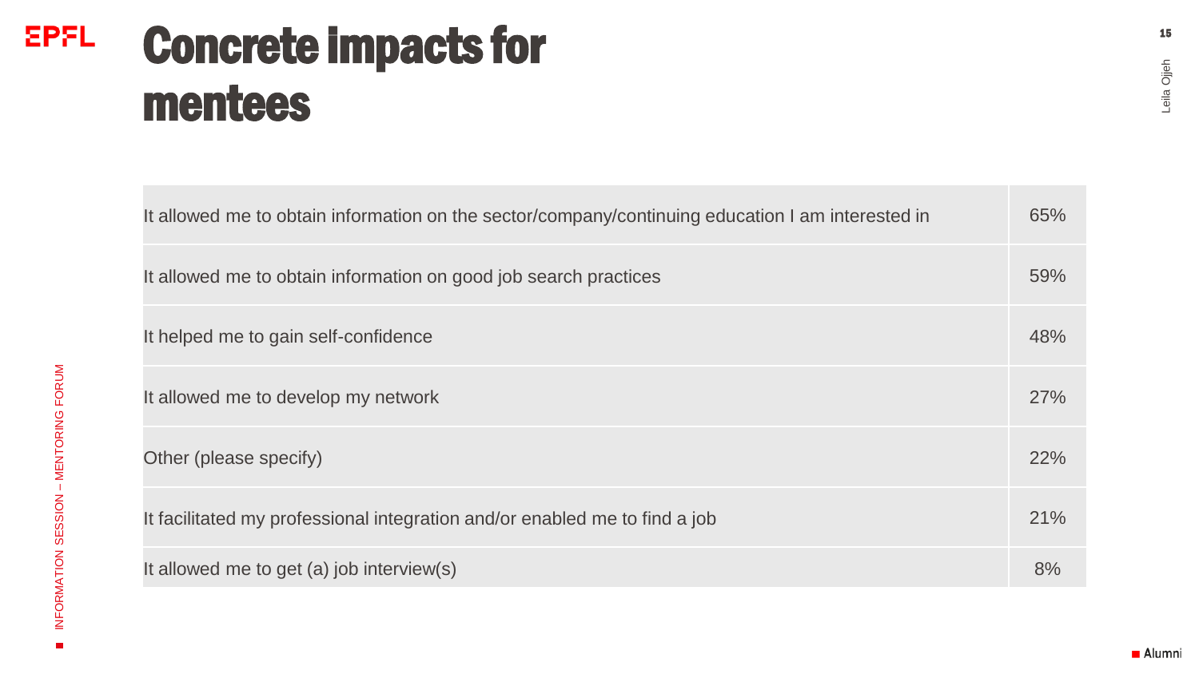# Concrete impacts for mentees

| | |
|---|---|
| It allowed me to obtain information on the sector/company/continuing education I am interested in | 65% |
| It allowed me to obtain information on good job search practices | 59% |
| It helped me to gain self-confidence | 48% |
| It allowed me to develop my network | 27% |
| Other (please specify) | 22% |
| It facilitated my professional integration and/or enabled me to find a job | 21% |
| It allowed me to get (a) job interview(s) | 8% |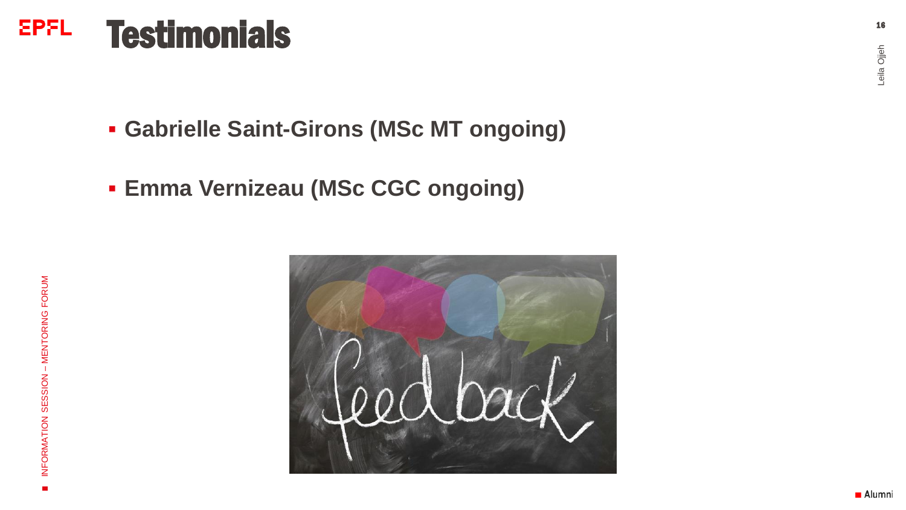# Testimonials

- **Gabrielle Saint-Girons (MSc MT ongoing)**
- **Emma Vernizeau (MSc CGC ongoing)**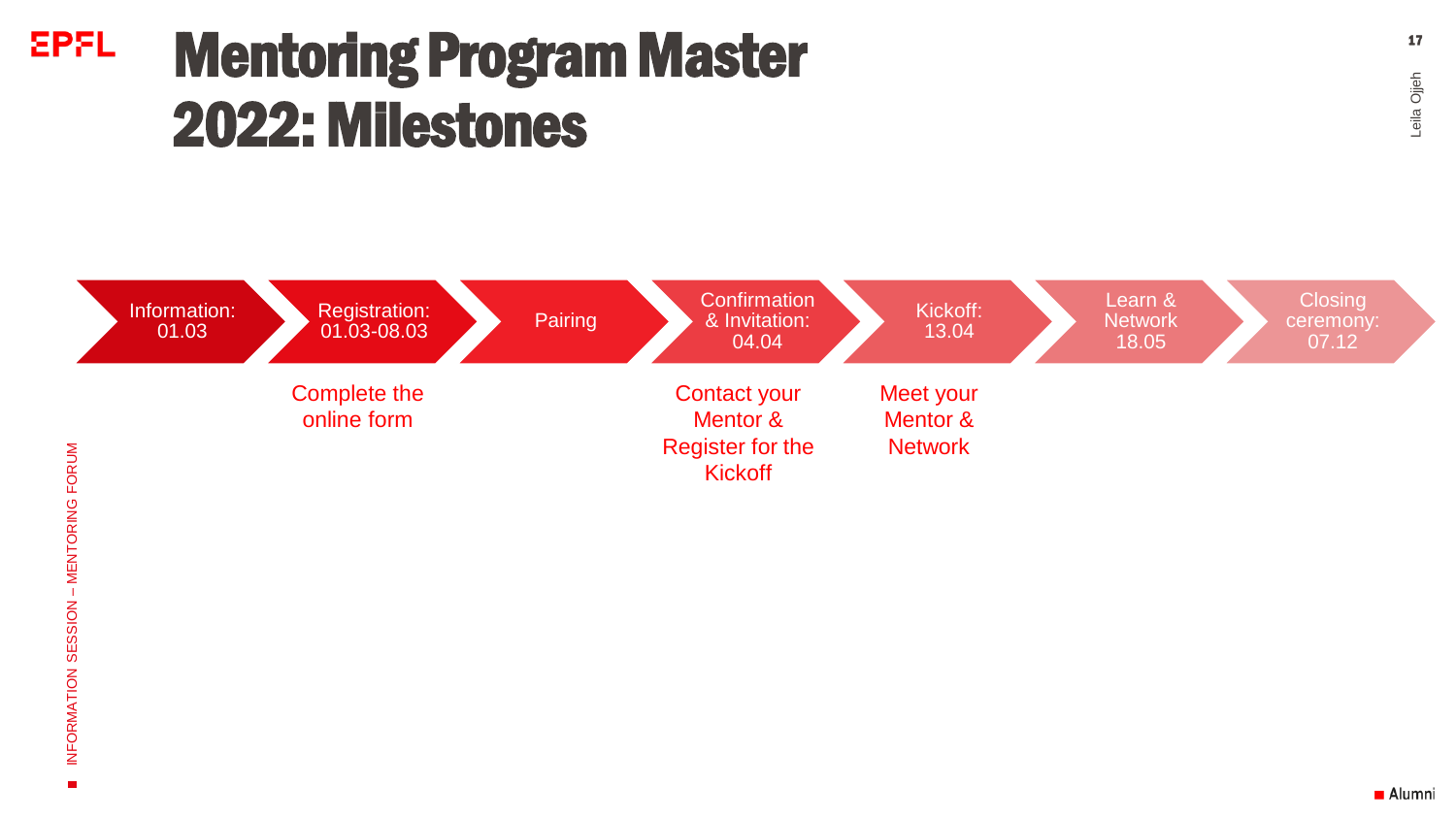# Mentoring Program Master 2022: Milestones

| Information: 01.03 | Registration: 01.03-08.03 | Pairing | Confirmation & Invitation: 04.04 | Kickoff: 13.04 | Learn & Network 18.05 | Closing ceremony: 07.12 |
| --- | --- | --- | --- | --- | --- | --- |
| | Complete the online form | | Contact your Mentor & Register for the Kickoff | Meet your Mentor & Network | | |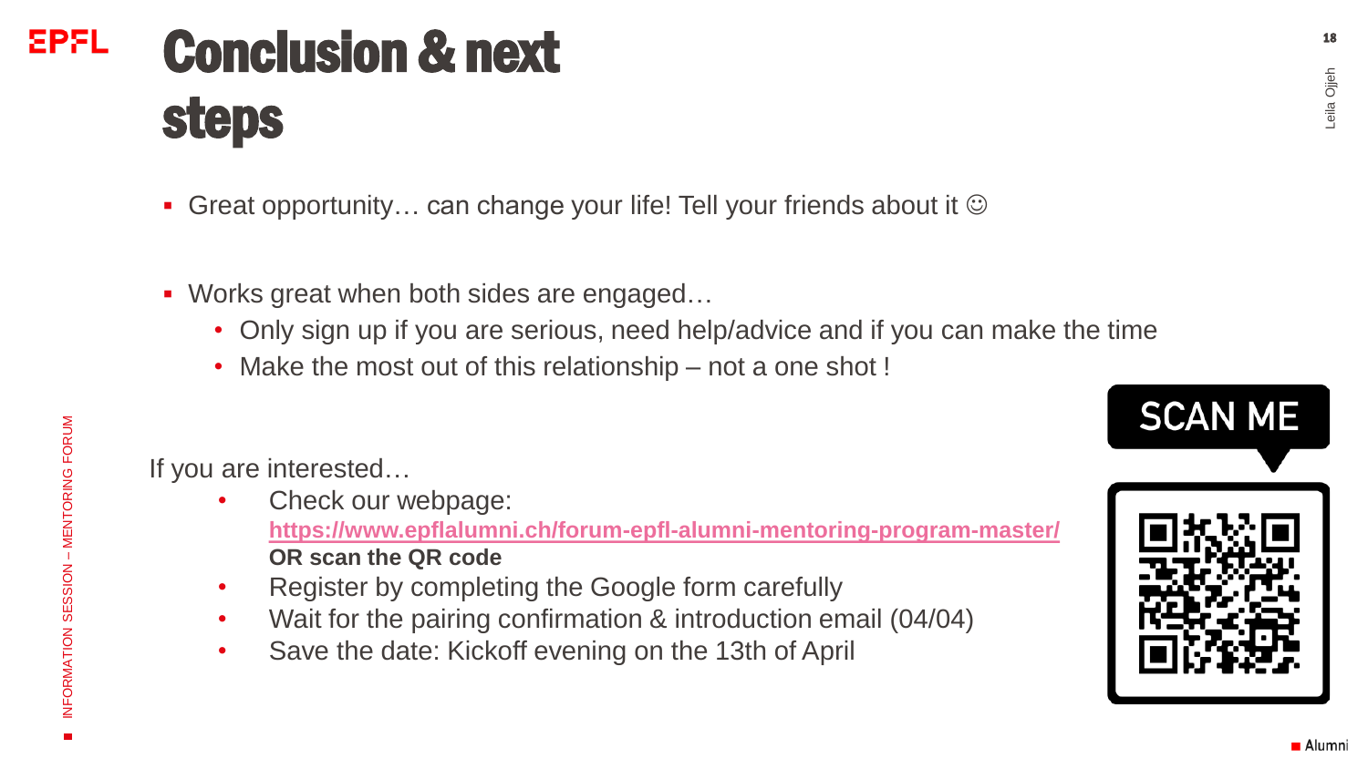# Conclusion & next steps

- Great opportunity… can change your life! Tell your friends about it ☺
- Works great when both sides are engaged…
  - Only sign up if you are serious, need help/advice and if you can make the time
  - Make the most out of this relationship – not a one shot !

If you are interested…

- Check our webpage: **https://www.epflalumni.ch/forum-epfl-alumni-mentoring-program-master/** **OR scan the QR code**
- Register by completing the Google form carefully
- Wait for the pairing confirmation & introduction email (04/04)
- Save the date: Kickoff evening on the 13th of April

SCAN ME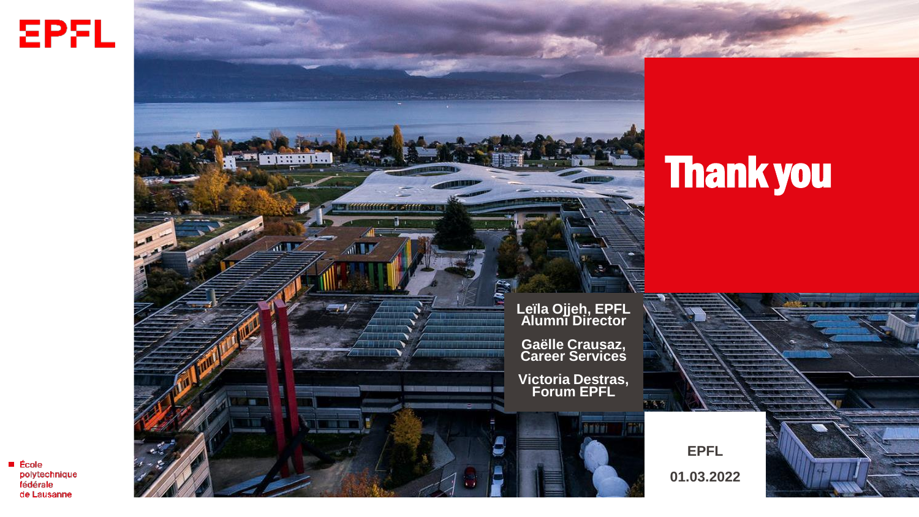# Thank you

**Leïla Ojjeh, EPFL Alumni Director**

**Gaëlle Crausaz, Career Services**

**Victoria Destras, Forum EPFL**

**EPFL**

**01.03.2022**